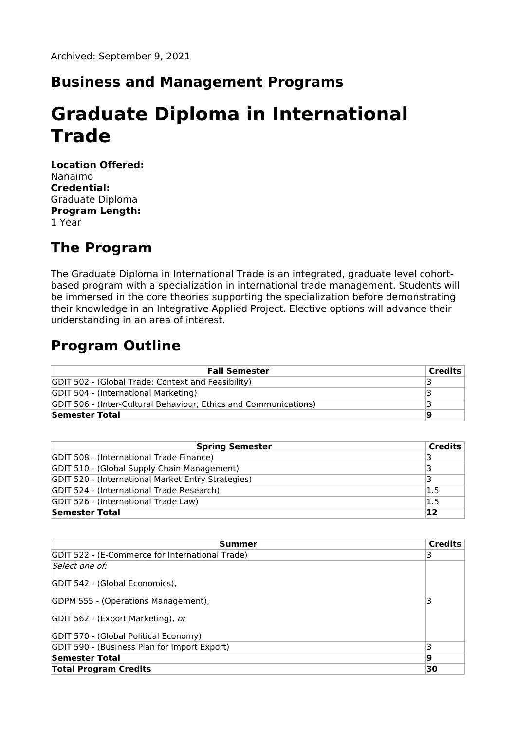Archived: September 9, 2021

## Business and Management Programs

# Graduate Diploma in International Trade

**Location Offered:**
Nanaimo
**Credential:**
Graduate Diploma
**Program Length:**
1 Year

## The Program

The Graduate Diploma in International Trade is an integrated, graduate level cohort-based program with a specialization in international trade management. Students will be immersed in the core theories supporting the specialization before demonstrating their knowledge in an Integrative Applied Project. Elective options will advance their understanding in an area of interest.

## Program Outline

| Fall Semester | Credits |
|---|---|
| GDIT 502 - (Global Trade: Context and Feasibility) | 3 |
| GDIT 504 - (International Marketing) | 3 |
| GDIT 506 - (Inter-Cultural Behaviour, Ethics and Communications) | 3 |
| **Semester Total** | **9** |

| Spring Semester | Credits |
|---|---|
| GDIT 508 - (International Trade Finance) | 3 |
| GDIT 510 - (Global Supply Chain Management) | 3 |
| GDIT 520 - (International Market Entry Strategies) | 3 |
| GDIT 524 - (International Trade Research) | 1.5 |
| GDIT 526 - (International Trade Law) | 1.5 |
| **Semester Total** | **12** |

| Summer | Credits |
|---|---|
| GDIT 522 - (E-Commerce for International Trade) | 3 |
| *Select one of:* GDIT 542 - (Global Economics), GDPM 555 - (Operations Management), GDIT 562 - (Export Marketing), *or* GDIT 570 - (Global Political Economy) | 3 |
| GDIT 590 - (Business Plan for Import Export) | 3 |
| **Semester Total** | **9** |
| **Total Program Credits** | **30** |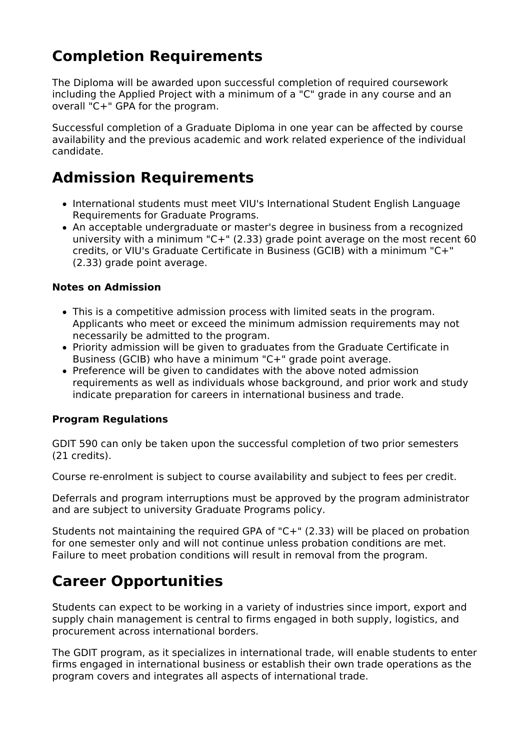## Completion Requirements

The Diploma will be awarded upon successful completion of required coursework including the Applied Project with a minimum of a "C" grade in any course and an overall "C+" GPA for the program.

Successful completion of a Graduate Diploma in one year can be affected by course availability and the previous academic and work related experience of the individual candidate.

## Admission Requirements

- International students must meet VIU's International Student English Language Requirements for Graduate Programs.
- An acceptable undergraduate or master's degree in business from a recognized university with a minimum "C+" (2.33) grade point average on the most recent 60 credits, or VIU's Graduate Certificate in Business (GCIB) with a minimum "C+" (2.33) grade point average.

#### Notes on Admission

- This is a competitive admission process with limited seats in the program. Applicants who meet or exceed the minimum admission requirements may not necessarily be admitted to the program.
- Priority admission will be given to graduates from the Graduate Certificate in Business (GCIB) who have a minimum "C+" grade point average.
- Preference will be given to candidates with the above noted admission requirements as well as individuals whose background, and prior work and study indicate preparation for careers in international business and trade.

#### Program Regulations

GDIT 590 can only be taken upon the successful completion of two prior semesters (21 credits).

Course re-enrolment is subject to course availability and subject to fees per credit.

Deferrals and program interruptions must be approved by the program administrator and are subject to university Graduate Programs policy.

Students not maintaining the required GPA of "C+" (2.33) will be placed on probation for one semester only and will not continue unless probation conditions are met. Failure to meet probation conditions will result in removal from the program.

## Career Opportunities

Students can expect to be working in a variety of industries since import, export and supply chain management is central to firms engaged in both supply, logistics, and procurement across international borders.

The GDIT program, as it specializes in international trade, will enable students to enter firms engaged in international business or establish their own trade operations as the program covers and integrates all aspects of international trade.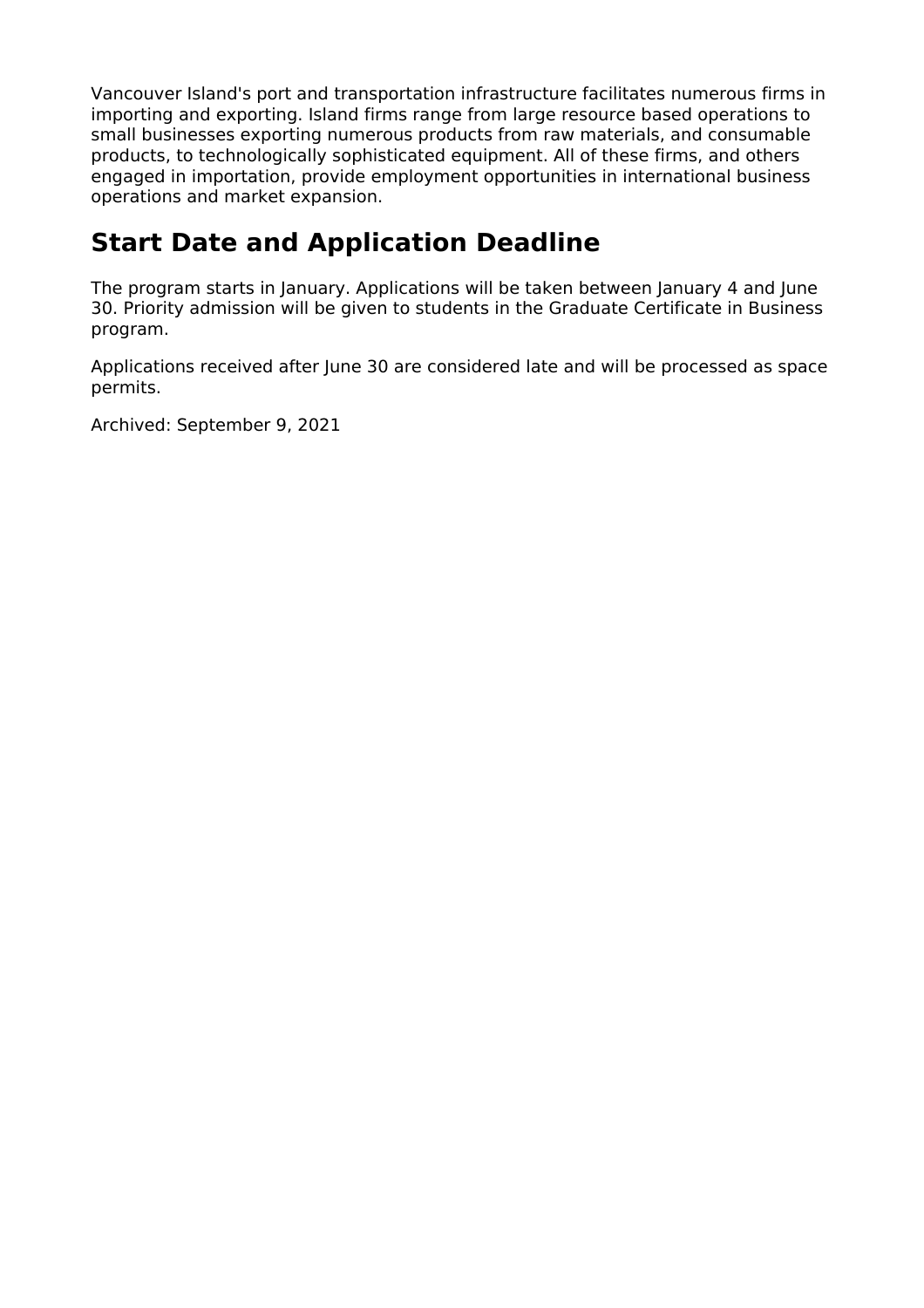Vancouver Island's port and transportation infrastructure facilitates numerous firms in importing and exporting. Island firms range from large resource based operations to small businesses exporting numerous products from raw materials, and consumable products, to technologically sophisticated equipment. All of these firms, and others engaged in importation, provide employment opportunities in international business operations and market expansion.

## Start Date and Application Deadline

The program starts in January. Applications will be taken between January 4 and June 30. Priority admission will be given to students in the Graduate Certificate in Business program.

Applications received after June 30 are considered late and will be processed as space permits.

Archived: September 9, 2021